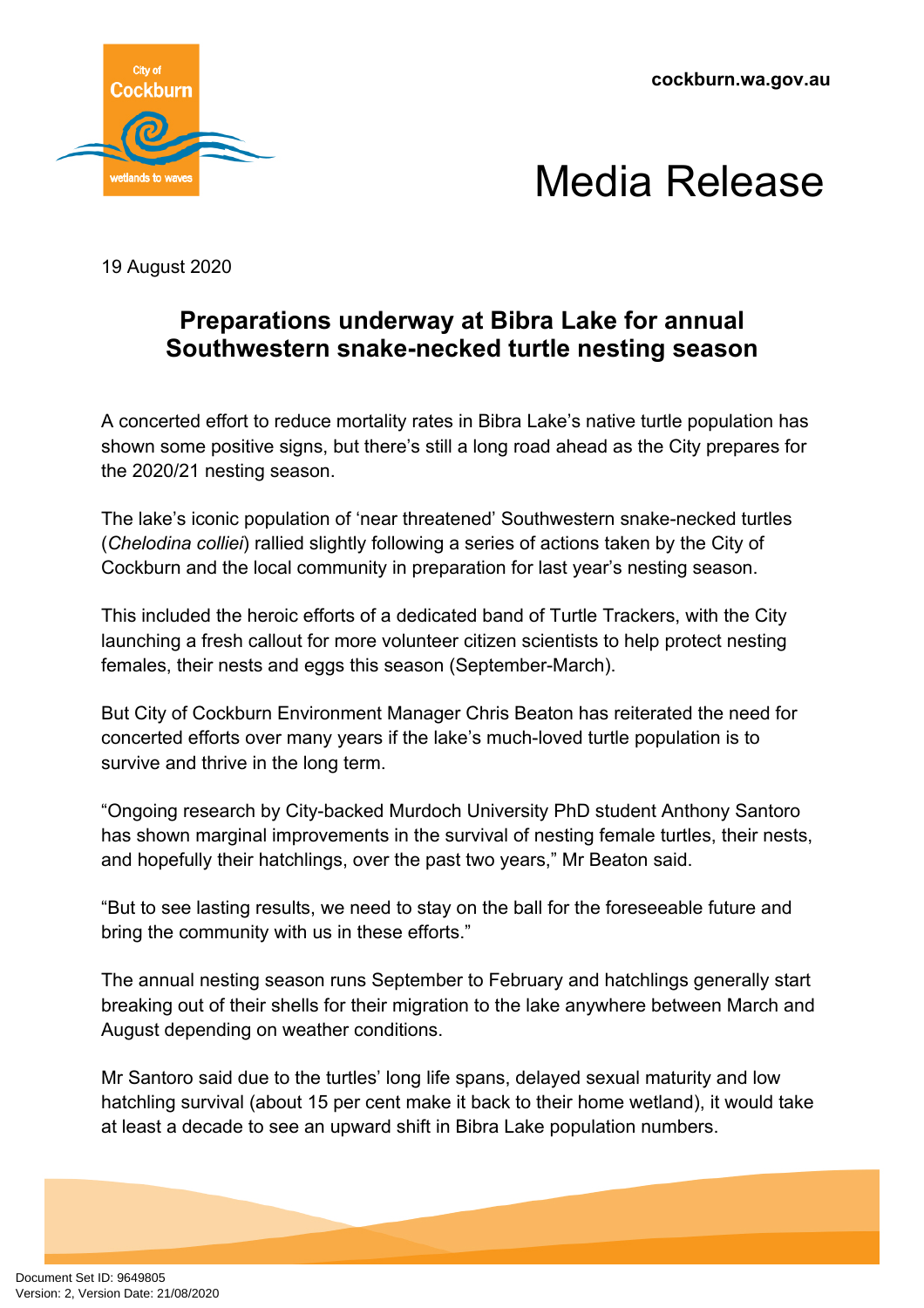cockburn.wa.gov.au

# Media Release

19 August 2020

## Preparations underway at Bibra Lake for annual Southwestern snake-necked turtle nesting season

A concerted effort to reduce mortality rates in Bibra Lake's native turtle population has shown some positive signs, but there's still a long road ahead as the City prepares for the 2020/21 nesting season.

The lake's iconic population of 'near threatened' Southwestern snake-necked turtles (*Chelodina colliei*) rallied slightly following a series of actions taken by the City of Cockburn and the local community in preparation for last year's nesting season.

This included the heroic efforts of a dedicated band of Turtle Trackers, with the City launching a fresh callout for more volunteer citizen scientists to help protect nesting females, their nests and eggs this season (September-March).

But City of Cockburn Environment Manager Chris Beaton has reiterated the need for concerted efforts over many years if the lake's much-loved turtle population is to survive and thrive in the long term.

"Ongoing research by City-backed Murdoch University PhD student Anthony Santoro has shown marginal improvements in the survival of nesting female turtles, their nests, and hopefully their hatchlings, over the past two years," Mr Beaton said.

"But to see lasting results, we need to stay on the ball for the foreseeable future and bring the community with us in these efforts."

The annual nesting season runs September to February and hatchlings generally start breaking out of their shells for their migration to the lake anywhere between March and August depending on weather conditions.

Mr Santoro said due to the turtles' long life spans, delayed sexual maturity and low hatchling survival (about 15 per cent make it back to their home wetland), it would take at least a decade to see an upward shift in Bibra Lake population numbers.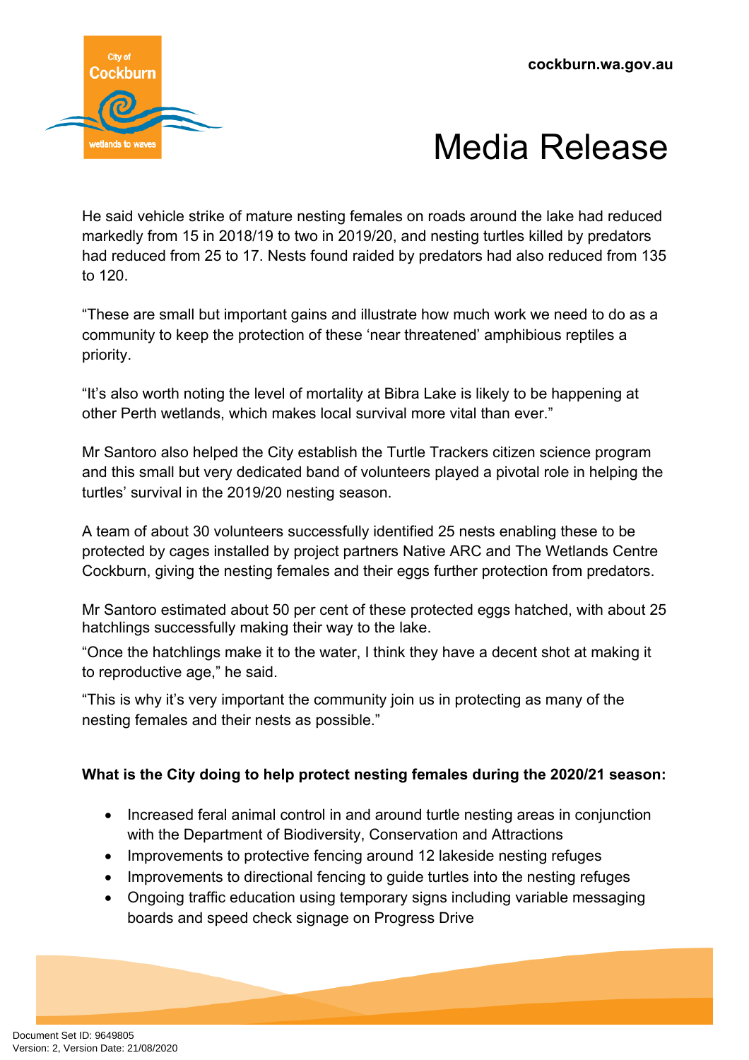He said vehicle strike of mature nesting females on roads around the lake had reduced markedly from 15 in 2018/19 to two in 2019/20, and nesting turtles killed by predators had reduced from 25 to 17. Nests found raided by predators had also reduced from 135 to 120.

“These are small but important gains and illustrate how much work we need to do as a community to keep the protection of these ‘near threatened’ amphibious reptiles a priority.

“It’s also worth noting the level of mortality at Bibra Lake is likely to be happening at other Perth wetlands, which makes local survival more vital than ever.”

Mr Santoro also helped the City establish the Turtle Trackers citizen science program and this small but very dedicated band of volunteers played a pivotal role in helping the turtles’ survival in the 2019/20 nesting season.

A team of about 30 volunteers successfully identified 25 nests enabling these to be protected by cages installed by project partners Native ARC and The Wetlands Centre Cockburn, giving the nesting females and their eggs further protection from predators.

Mr Santoro estimated about 50 per cent of these protected eggs hatched, with about 25 hatchlings successfully making their way to the lake.

“Once the hatchlings make it to the water, I think they have a decent shot at making it to reproductive age,” he said.

“This is why it’s very important the community join us in protecting as many of the nesting females and their nests as possible.”

**What is the City doing to help protect nesting females during the 2020/21 season:**

- Increased feral animal control in and around turtle nesting areas in conjunction with the Department of Biodiversity, Conservation and Attractions
- Improvements to protective fencing around 12 lakeside nesting refuges
- Improvements to directional fencing to guide turtles into the nesting refuges
- Ongoing traffic education using temporary signs including variable messaging boards and speed check signage on Progress Drive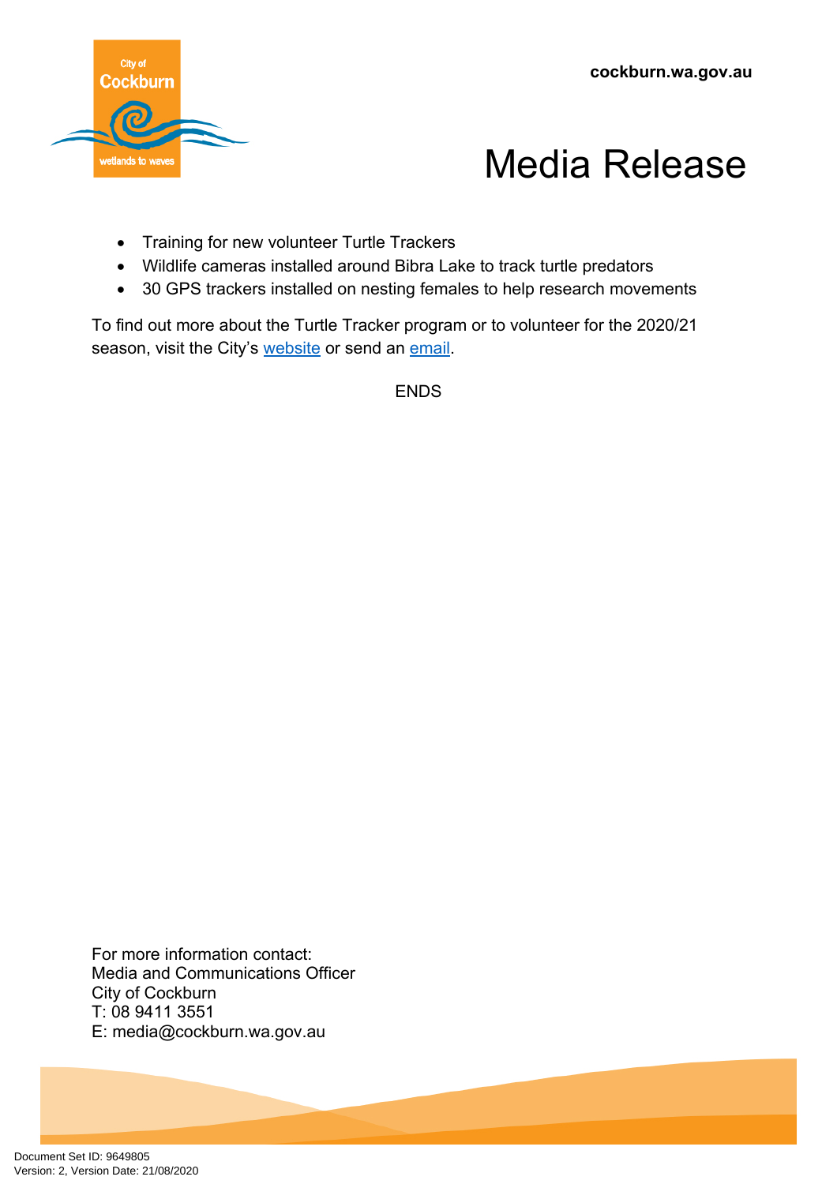- Training for new volunteer Turtle Trackers
- Wildlife cameras installed around Bibra Lake to track turtle predators
- 30 GPS trackers installed on nesting females to help research movements

To find out more about the Turtle Tracker program or to volunteer for the 2020/21 season, visit the City's website or send an email.

ENDS

For more information contact:
Media and Communications Officer
City of Cockburn
T: 08 9411 3551
E: media@cockburn.wa.gov.au